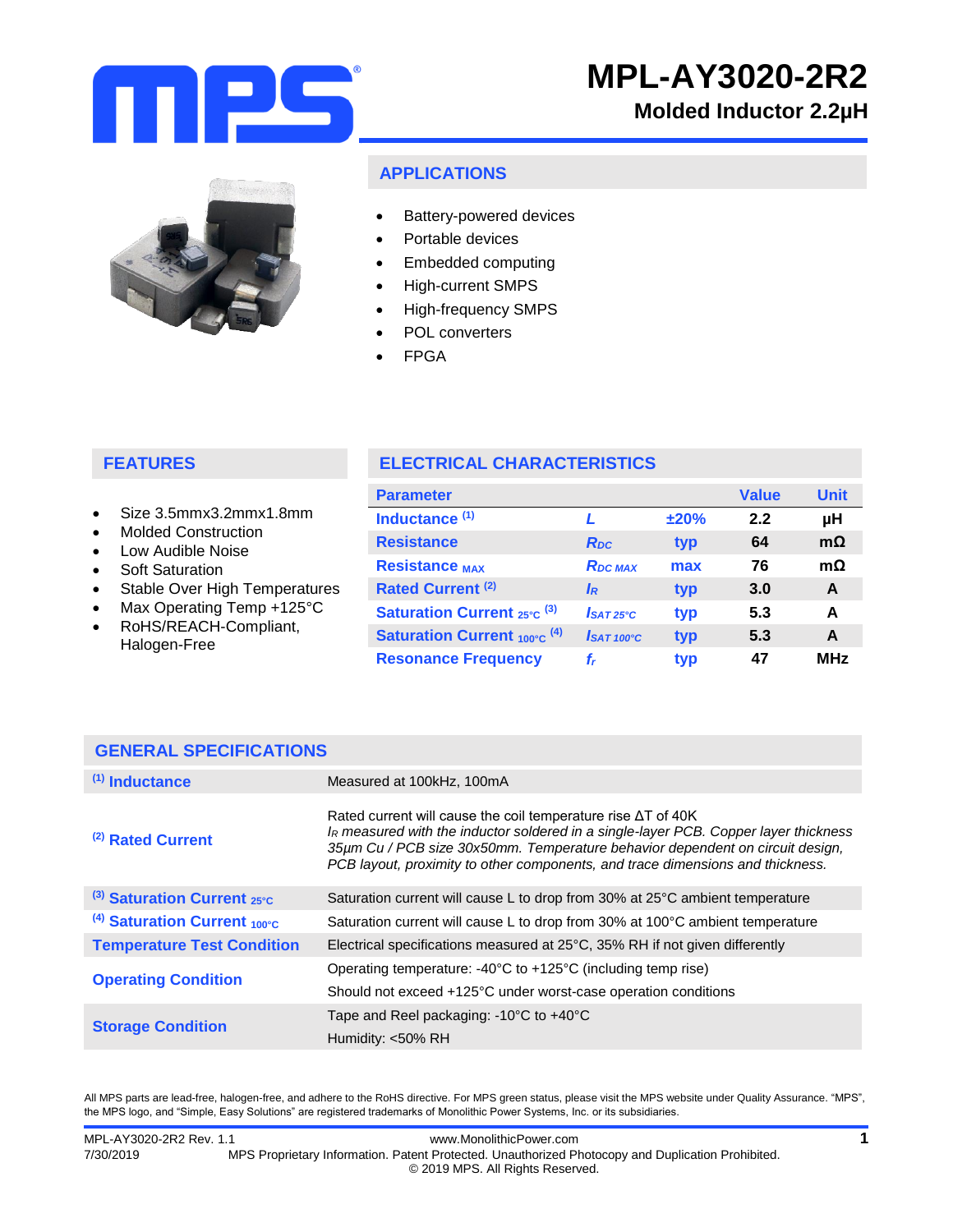# MPL-AY3020-2R2

## Molded Inductor 2.2µH

## APPLICATIONS

- Battery-powered devices
- Portable devices
- Embedded computing
- High-current SMPS
- High-frequency SMPS
- POL converters
- FPGA

## FEATURES

- Size 3.5mmx3.2mmx1.8mm
- Molded Construction
- Low Audible Noise
- Soft Saturation
- Stable Over High Temperatures
- Max Operating Temp +125°C
- RoHS/REACH-Compliant, Halogen-Free

## ELECTRICAL CHARACTERISTICS

| Parameter | | | Value | Unit |
|---|---|---|---|---|
| Inductance [1] | $L$ | ±20% | 2.2 | µH |
| Resistance | $R_{DC}$ | typ | 64 | mΩ |
| Resistance $_{MAX}$ | $R_{DC\ MAX}$ | max | 76 | mΩ |
| Rated Current [2] | $I_R$ | typ | 3.0 | A |
| Saturation Current $_{25°C}$ [3] | $I_{SAT\ 25°C}$ | typ | 5.3 | A |
| Saturation Current $_{100°C}$ [4] | $I_{SAT\ 100°C}$ | typ | 5.3 | A |
| Resonance Frequency | $f_r$ | typ | 47 | MHz |

## GENERAL SPECIFICATIONS

| | |
|---|---|
| [1] Inductance | Measured at 100kHz, 100mA |
| [2] Rated Current | Rated current will cause the coil temperature rise ΔT of 40K<br>*$I_R$ measured with the inductor soldered in a single-layer PCB. Copper layer thickness 35µm Cu / PCB size 30x50mm. Temperature behavior dependent on circuit design, PCB layout, proximity to other components, and trace dimensions and thickness.* |
| [3] Saturation Current $_{25°C}$ | Saturation current will cause L to drop from 30% at 25°C ambient temperature |
| [4] Saturation Current $_{100°C}$ | Saturation current will cause L to drop from 30% at 100°C ambient temperature |
| Temperature Test Condition | Electrical specifications measured at 25°C, 35% RH if not given differently |
| Operating Condition | Operating temperature: -40°C to +125°C (including temp rise)<br>Should not exceed +125°C under worst-case operation conditions |
| Storage Condition | Tape and Reel packaging: -10°C to +40°C<br>Humidity: <50% RH |

All MPS parts are lead-free, halogen-free, and adhere to the RoHS directive. For MPS green status, please visit the MPS website under Quality Assurance. "MPS", the MPS logo, and "Simple, Easy Solutions" are registered trademarks of Monolithic Power Systems, Inc. or its subsidiaries.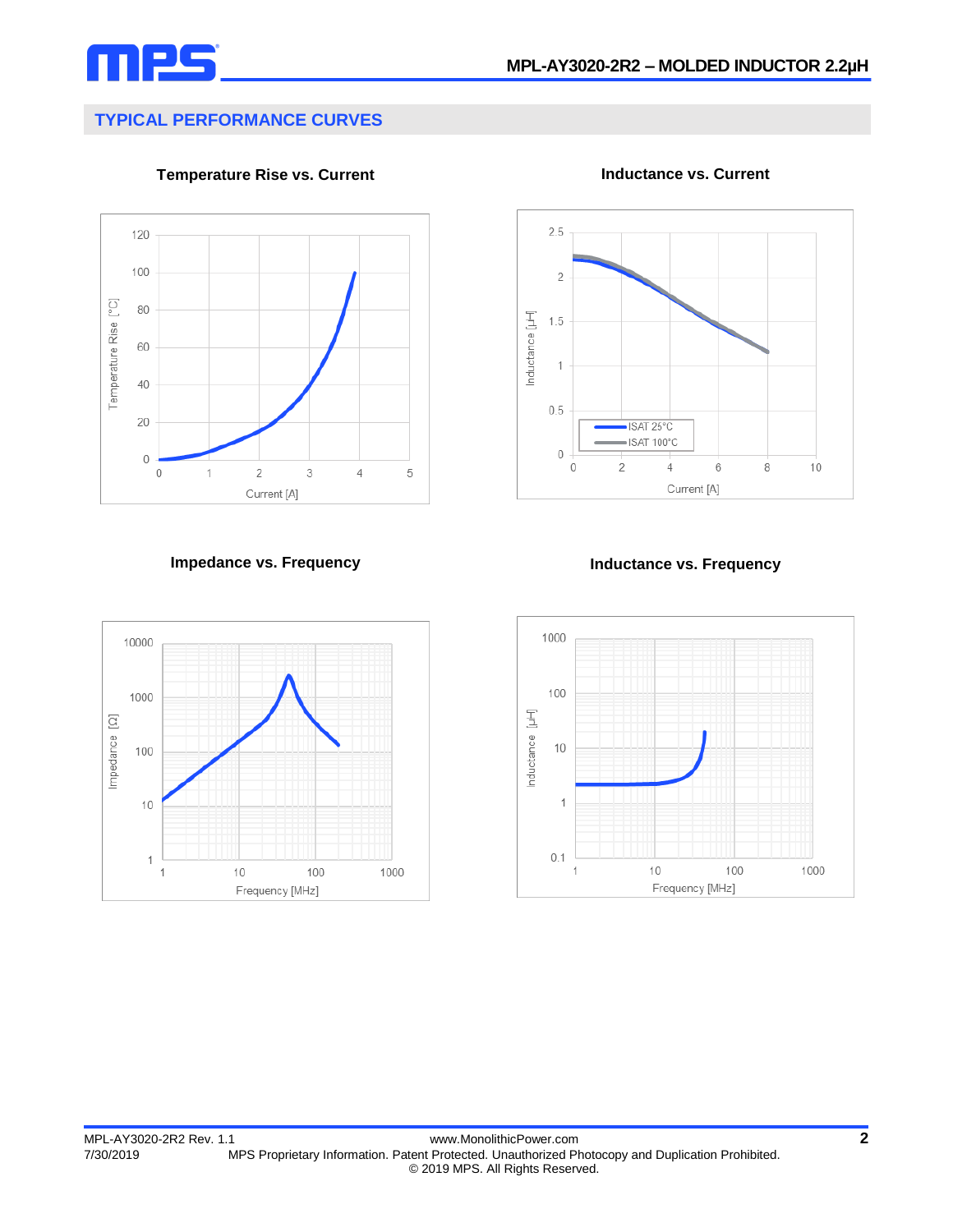## TYPICAL PERFORMANCE CURVES

**Temperature Rise vs. Current**

**Inductance vs. Current**

**Impedance vs. Frequency**

**Inductance vs. Frequency**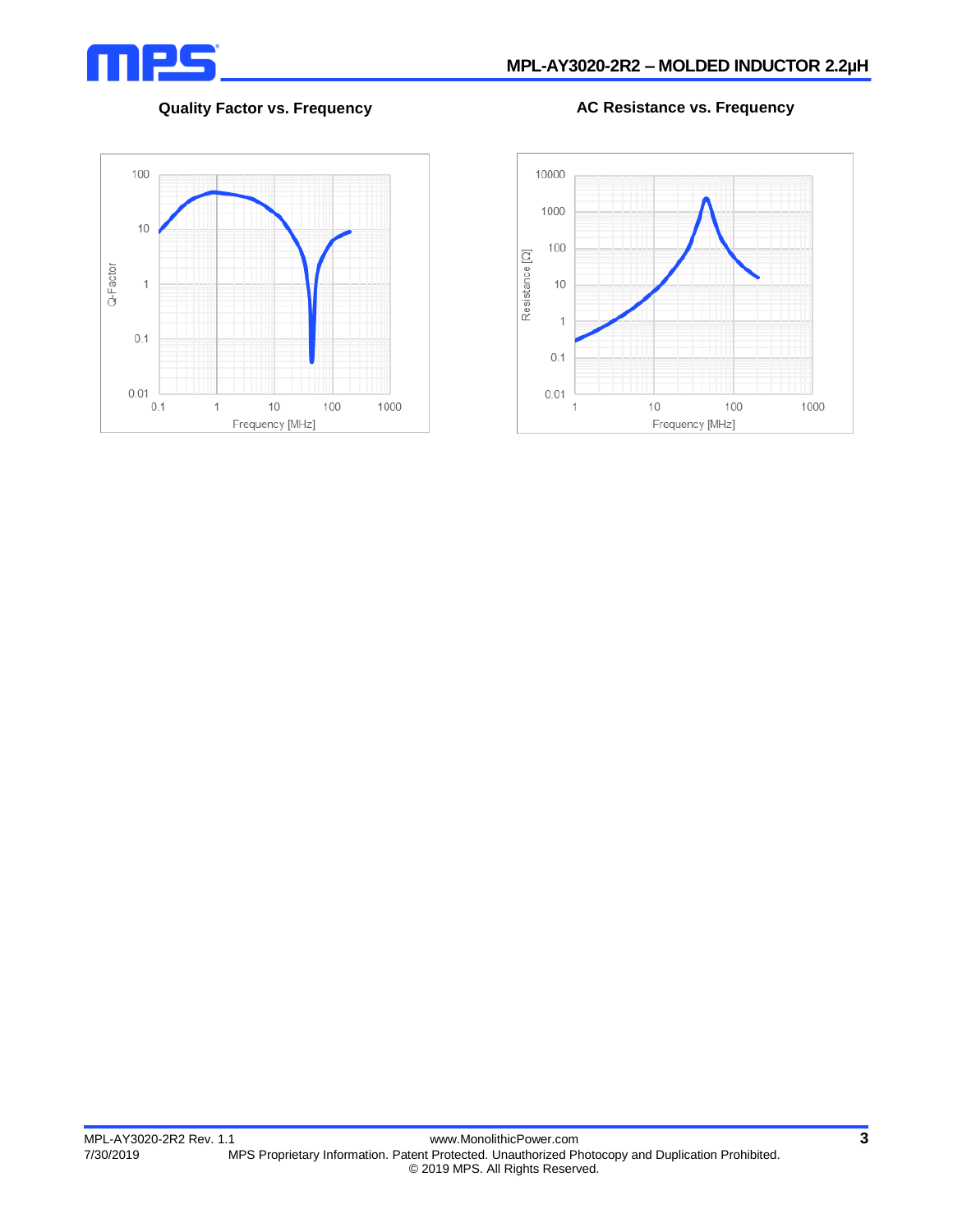### Quality Factor vs. Frequency

### AC Resistance vs. Frequency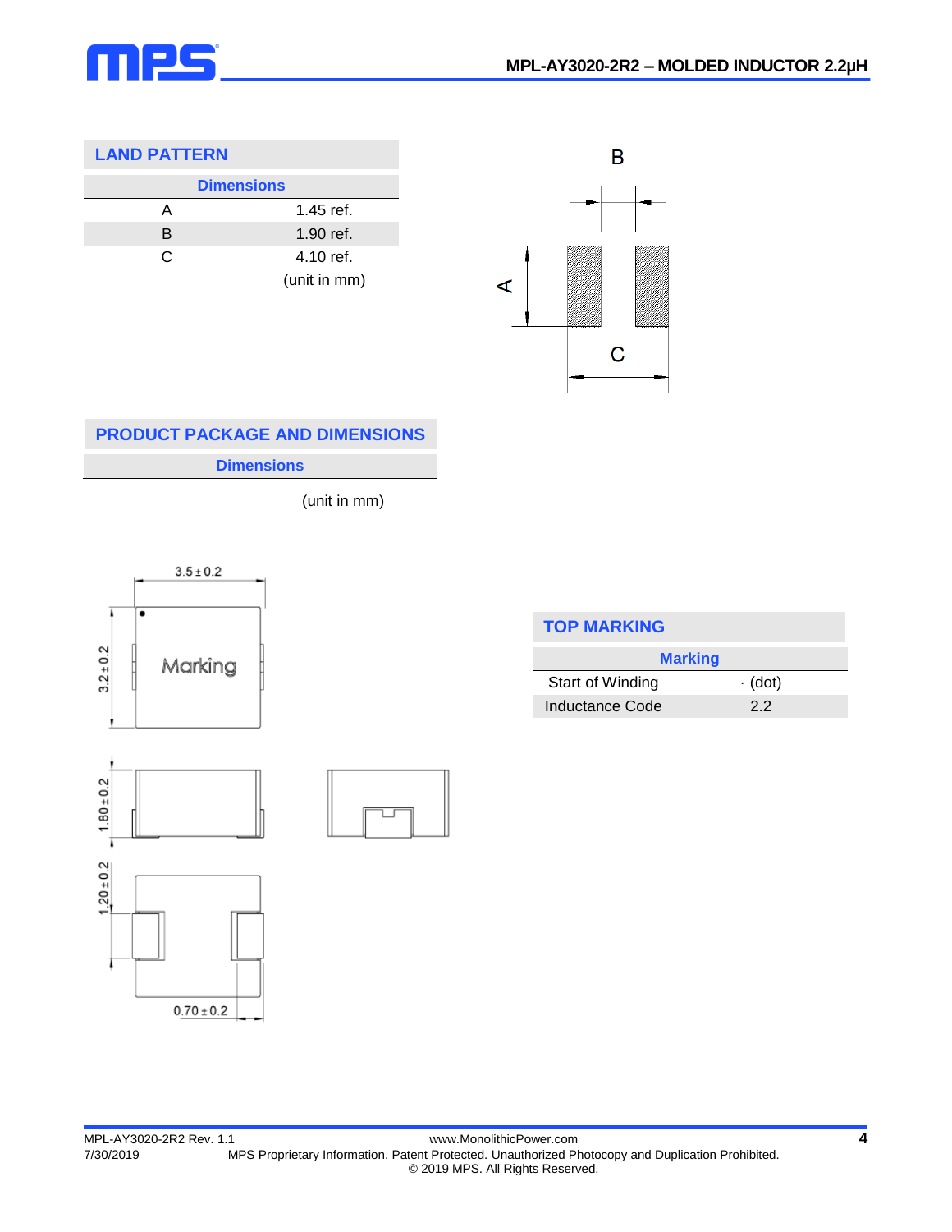## LAND PATTERN

| Dimensions | |
|---|---|
| A | 1.45 ref. |
| B | 1.90 ref. |
| C | 4.10 ref. |
| | (unit in mm) |

## PRODUCT PACKAGE AND DIMENSIONS

**Dimensions**

(unit in mm)

## TOP MARKING

| Marking | |
|---|---|
| Start of Winding | · (dot) |
| Inductance Code | 2.2 |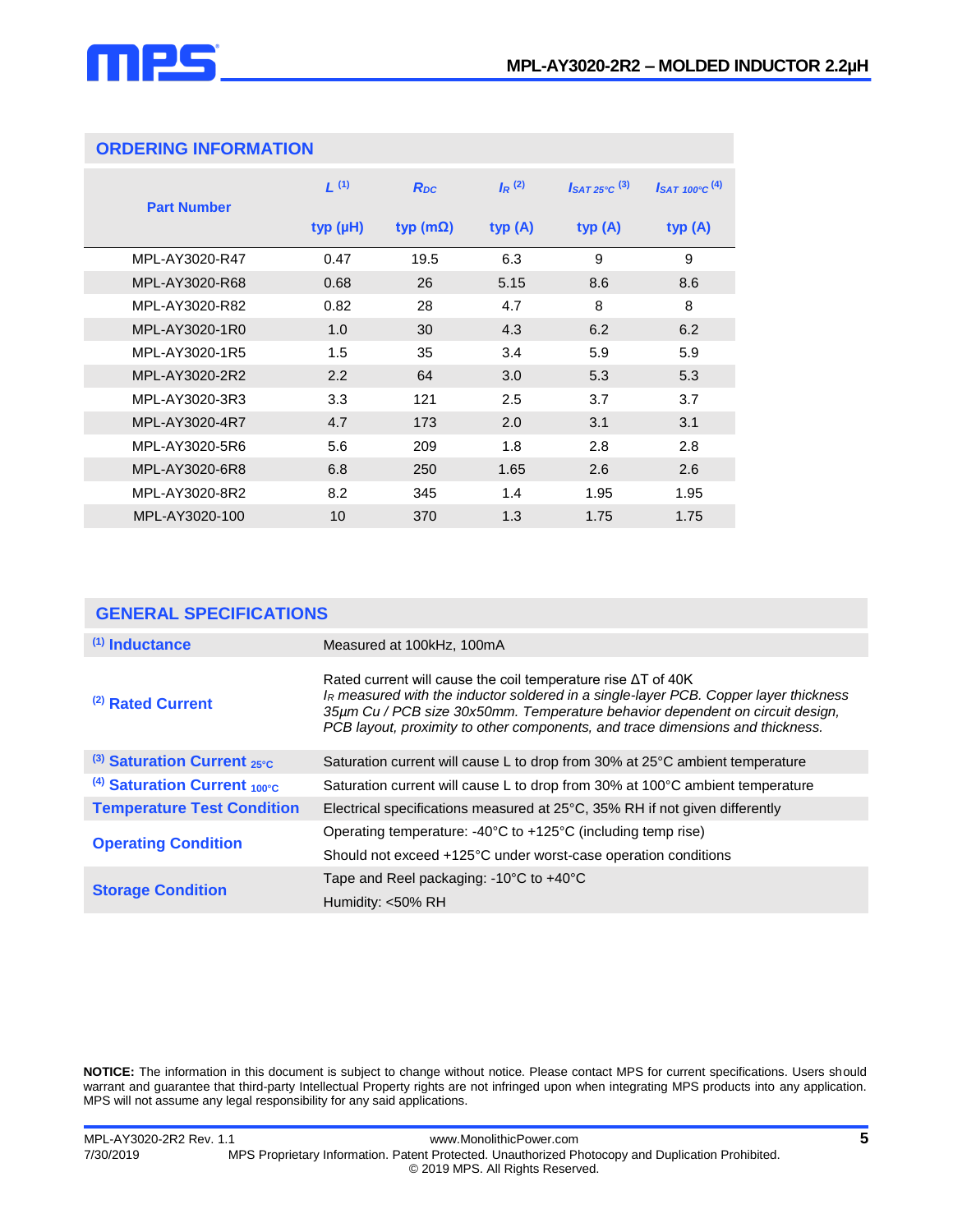## ORDERING INFORMATION

| Part Number | $L$ [1] typ (µH) | $R_{DC}$ typ (mΩ) | $I_R$ [2] typ (A) | $I_{SAT\ 25°C}$ [3] typ (A) | $I_{SAT\ 100°C}$ [4] typ (A) |
|---|---|---|---|---|---|
| MPL-AY3020-R47 | 0.47 | 19.5 | 6.3 | 9 | 9 |
| MPL-AY3020-R68 | 0.68 | 26 | 5.15 | 8.6 | 8.6 |
| MPL-AY3020-R82 | 0.82 | 28 | 4.7 | 8 | 8 |
| MPL-AY3020-1R0 | 1.0 | 30 | 4.3 | 6.2 | 6.2 |
| MPL-AY3020-1R5 | 1.5 | 35 | 3.4 | 5.9 | 5.9 |
| MPL-AY3020-2R2 | 2.2 | 64 | 3.0 | 5.3 | 5.3 |
| MPL-AY3020-3R3 | 3.3 | 121 | 2.5 | 3.7 | 3.7 |
| MPL-AY3020-4R7 | 4.7 | 173 | 2.0 | 3.1 | 3.1 |
| MPL-AY3020-5R6 | 5.6 | 209 | 1.8 | 2.8 | 2.8 |
| MPL-AY3020-6R8 | 6.8 | 250 | 1.65 | 2.6 | 2.6 |
| MPL-AY3020-8R2 | 8.2 | 345 | 1.4 | 1.95 | 1.95 |
| MPL-AY3020-100 | 10 | 370 | 1.3 | 1.75 | 1.75 |

## GENERAL SPECIFICATIONS

| | |
|---|---|
| [1] **Inductance** | Measured at 100kHz, 100mA |
| [2] **Rated Current** | Rated current will cause the coil temperature rise ΔT of 40K<br>*$I_R$ measured with the inductor soldered in a single-layer PCB. Copper layer thickness 35µm Cu / PCB size 30x50mm. Temperature behavior dependent on circuit design, PCB layout, proximity to other components, and trace dimensions and thickness.* |
| [3] **Saturation Current $_{25°C}$** | Saturation current will cause L to drop from 30% at 25°C ambient temperature |
| [4] **Saturation Current $_{100°C}$** | Saturation current will cause L to drop from 30% at 100°C ambient temperature |
| **Temperature Test Condition** | Electrical specifications measured at 25°C, 35% RH if not given differently |
| **Operating Condition** | Operating temperature: -40°C to +125°C (including temp rise)<br>Should not exceed +125°C under worst-case operation conditions |
| **Storage Condition** | Tape and Reel packaging: -10°C to +40°C<br>Humidity: <50% RH |

**NOTICE:** The information in this document is subject to change without notice. Please contact MPS for current specifications. Users should warrant and guarantee that third-party Intellectual Property rights are not infringed upon when integrating MPS products into any application. MPS will not assume any legal responsibility for any said applications.